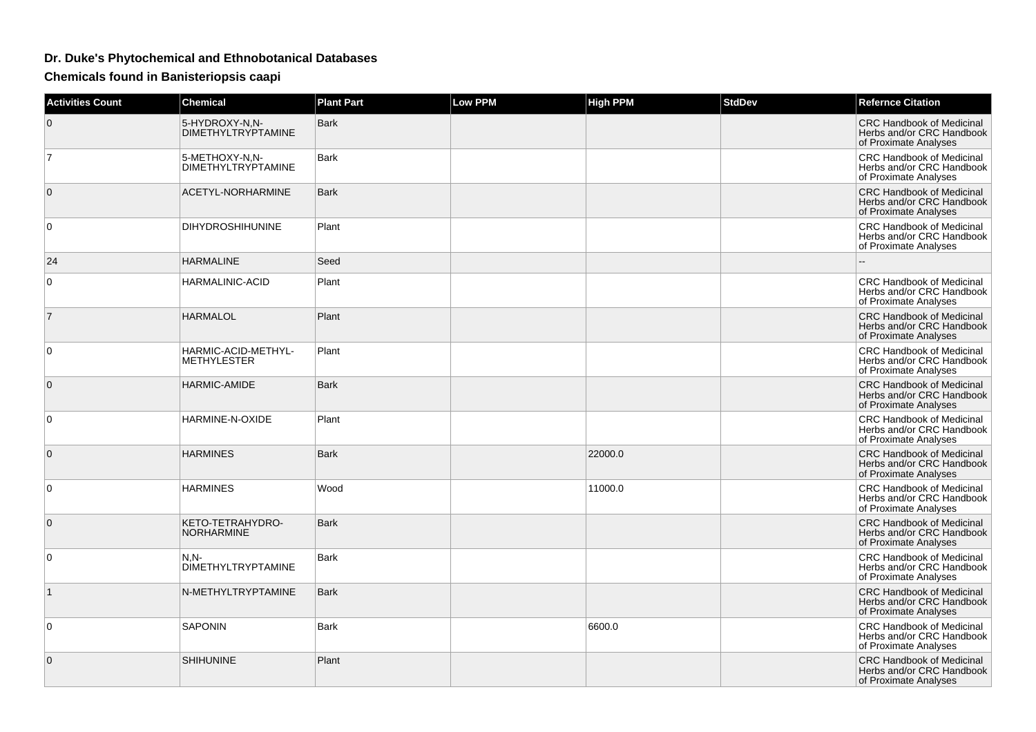# Dr. Duke's Phytochemical and Ethnobotanical Databases

## Chemicals found in Banisteriopsis caapi

| Activities Count | Chemical | Plant Part | Low PPM | High PPM | StdDev | Refernce Citation |
|---|---|---|---|---|---|---|
| 0 | 5-HYDROXY-N,N-DIMETHYLTRYPTAMINE | Bark | | | | CRC Handbook of Medicinal Herbs and/or CRC Handbook of Proximate Analyses |
| 7 | 5-METHOXY-N,N-DIMETHYLTRYPTAMINE | Bark | | | | CRC Handbook of Medicinal Herbs and/or CRC Handbook of Proximate Analyses |
| 0 | ACETYL-NORHARMINE | Bark | | | | CRC Handbook of Medicinal Herbs and/or CRC Handbook of Proximate Analyses |
| 0 | DIHYDROSHIHUNINE | Plant | | | | CRC Handbook of Medicinal Herbs and/or CRC Handbook of Proximate Analyses |
| 24 | HARMALINE | Seed | | | | -- |
| 0 | HARMALINIC-ACID | Plant | | | | CRC Handbook of Medicinal Herbs and/or CRC Handbook of Proximate Analyses |
| 7 | HARMALOL | Plant | | | | CRC Handbook of Medicinal Herbs and/or CRC Handbook of Proximate Analyses |
| 0 | HARMIC-ACID-METHYL-METHYLESTER | Plant | | | | CRC Handbook of Medicinal Herbs and/or CRC Handbook of Proximate Analyses |
| 0 | HARMIC-AMIDE | Bark | | | | CRC Handbook of Medicinal Herbs and/or CRC Handbook of Proximate Analyses |
| 0 | HARMINE-N-OXIDE | Plant | | | | CRC Handbook of Medicinal Herbs and/or CRC Handbook of Proximate Analyses |
| 0 | HARMINES | Bark | | 22000.0 | | CRC Handbook of Medicinal Herbs and/or CRC Handbook of Proximate Analyses |
| 0 | HARMINES | Wood | | 11000.0 | | CRC Handbook of Medicinal Herbs and/or CRC Handbook of Proximate Analyses |
| 0 | KETO-TETRAHYDRO-NORHARMINE | Bark | | | | CRC Handbook of Medicinal Herbs and/or CRC Handbook of Proximate Analyses |
| 0 | N,N-DIMETHYLTRYPTAMINE | Bark | | | | CRC Handbook of Medicinal Herbs and/or CRC Handbook of Proximate Analyses |
| 1 | N-METHYLTRYPTAMINE | Bark | | | | CRC Handbook of Medicinal Herbs and/or CRC Handbook of Proximate Analyses |
| 0 | SAPONIN | Bark | | 6600.0 | | CRC Handbook of Medicinal Herbs and/or CRC Handbook of Proximate Analyses |
| 0 | SHIHUNINE | Plant | | | | CRC Handbook of Medicinal Herbs and/or CRC Handbook of Proximate Analyses |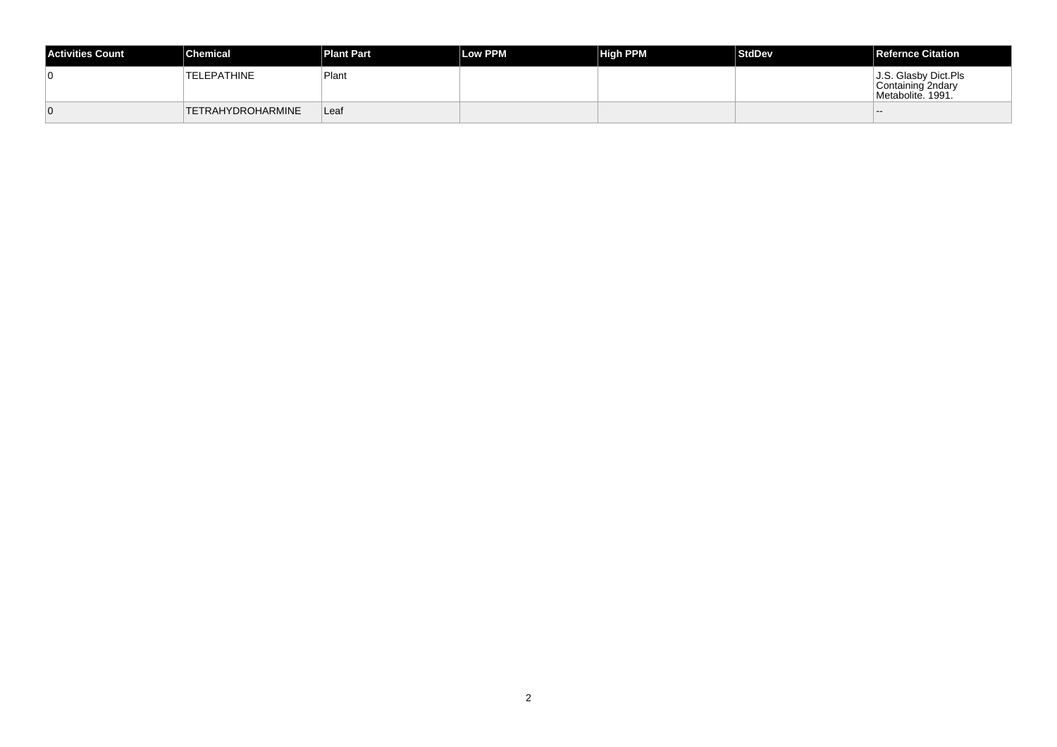| Activities Count | Chemical | Plant Part | Low PPM | High PPM | StdDev | Refernce Citation |
| --- | --- | --- | --- | --- | --- | --- |
| 0 | TELEPATHINE | Plant | | | | J.S. Glasby Dict.Pls Containing 2ndary Metabolite. 1991. |
| 0 | TETRAHYDROHARMINE | Leaf | | | | -- |